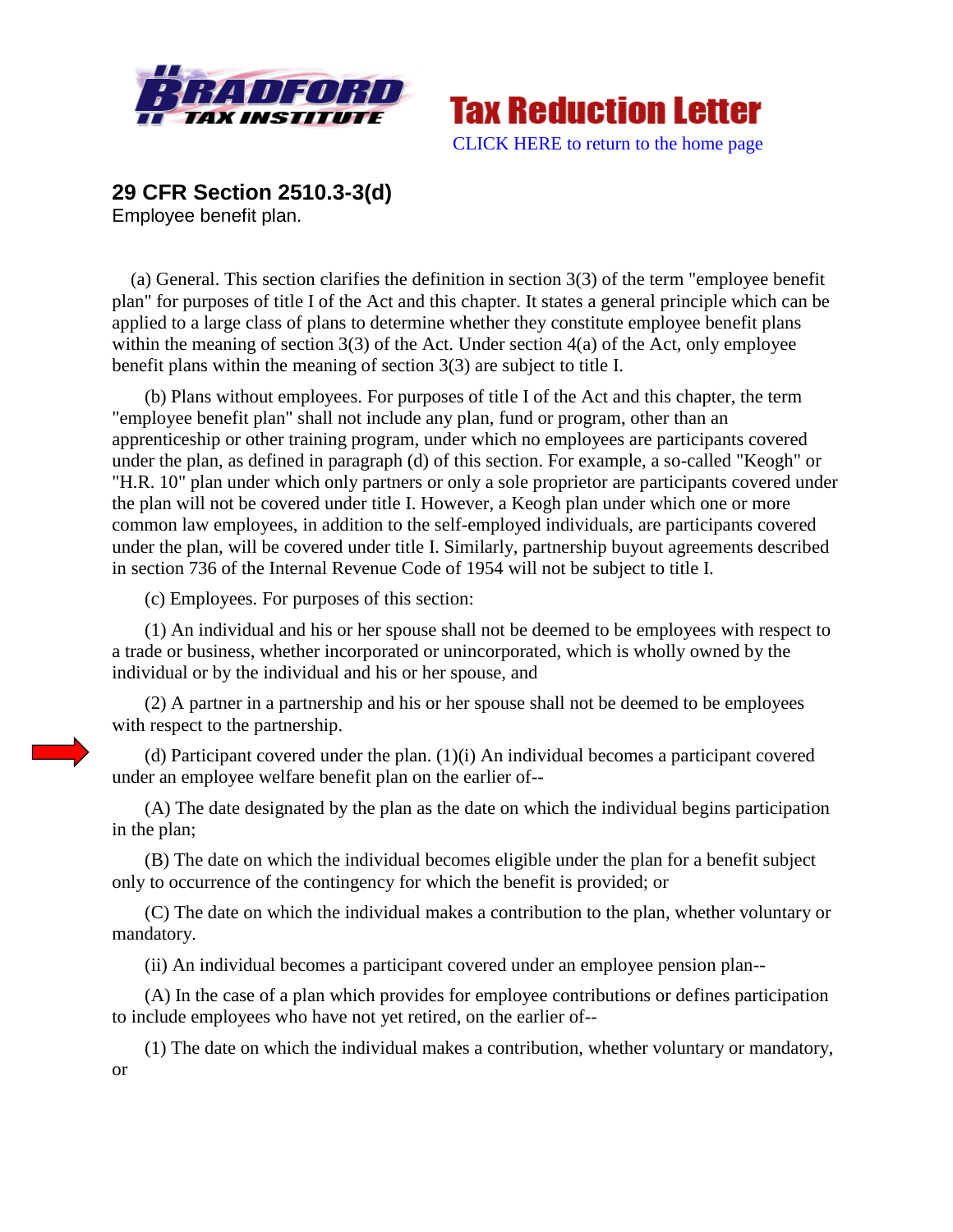Bradford Tax Institute

**Tax Reduction Letter**

CLICK HERE to return to the home page

## 29 CFR Section 2510.3-3(d)

Employee benefit plan.

(a) General. This section clarifies the definition in section 3(3) of the term "employee benefit plan" for purposes of title I of the Act and this chapter. It states a general principle which can be applied to a large class of plans to determine whether they constitute employee benefit plans within the meaning of section 3(3) of the Act. Under section 4(a) of the Act, only employee benefit plans within the meaning of section 3(3) are subject to title I.

(b) Plans without employees. For purposes of title I of the Act and this chapter, the term "employee benefit plan" shall not include any plan, fund or program, other than an apprenticeship or other training program, under which no employees are participants covered under the plan, as defined in paragraph (d) of this section. For example, a so-called "Keogh" or "H.R. 10" plan under which only partners or only a sole proprietor are participants covered under the plan will not be covered under title I. However, a Keogh plan under which one or more common law employees, in addition to the self-employed individuals, are participants covered under the plan, will be covered under title I. Similarly, partnership buyout agreements described in section 736 of the Internal Revenue Code of 1954 will not be subject to title I.

(c) Employees. For purposes of this section:

(1) An individual and his or her spouse shall not be deemed to be employees with respect to a trade or business, whether incorporated or unincorporated, which is wholly owned by the individual or by the individual and his or her spouse, and

(2) A partner in a partnership and his or her spouse shall not be deemed to be employees with respect to the partnership.

(d) Participant covered under the plan. (1)(i) An individual becomes a participant covered under an employee welfare benefit plan on the earlier of--

(A) The date designated by the plan as the date on which the individual begins participation in the plan;

(B) The date on which the individual becomes eligible under the plan for a benefit subject only to occurrence of the contingency for which the benefit is provided; or

(C) The date on which the individual makes a contribution to the plan, whether voluntary or mandatory.

(ii) An individual becomes a participant covered under an employee pension plan--

(A) In the case of a plan which provides for employee contributions or defines participation to include employees who have not yet retired, on the earlier of--

(1) The date on which the individual makes a contribution, whether voluntary or mandatory, or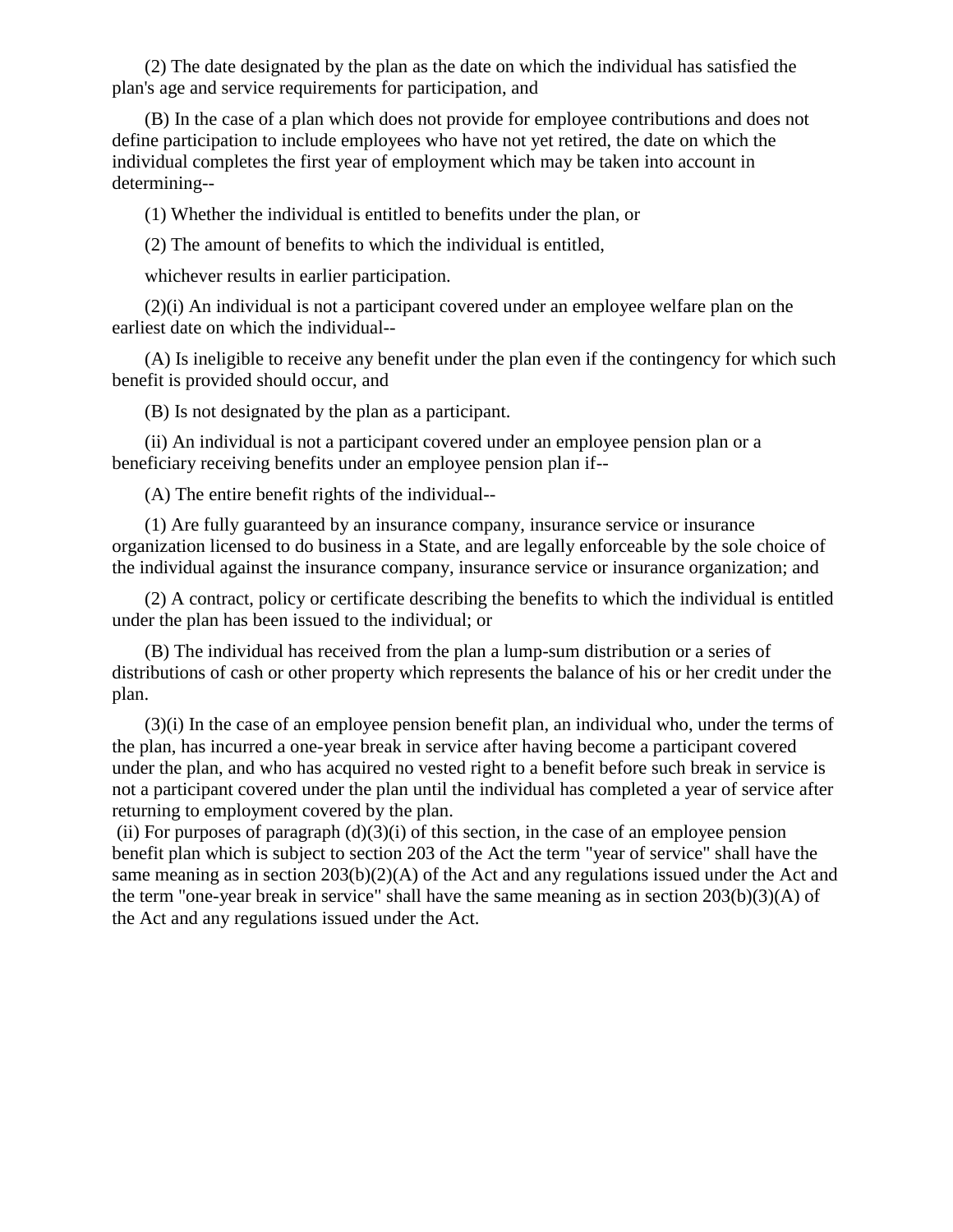(2) The date designated by the plan as the date on which the individual has satisfied the plan's age and service requirements for participation, and

(B) In the case of a plan which does not provide for employee contributions and does not define participation to include employees who have not yet retired, the date on which the individual completes the first year of employment which may be taken into account in determining--

(1) Whether the individual is entitled to benefits under the plan, or

(2) The amount of benefits to which the individual is entitled,

whichever results in earlier participation.

(2)(i) An individual is not a participant covered under an employee welfare plan on the earliest date on which the individual--

(A) Is ineligible to receive any benefit under the plan even if the contingency for which such benefit is provided should occur, and

(B) Is not designated by the plan as a participant.

(ii) An individual is not a participant covered under an employee pension plan or a beneficiary receiving benefits under an employee pension plan if--

(A) The entire benefit rights of the individual--

(1) Are fully guaranteed by an insurance company, insurance service or insurance organization licensed to do business in a State, and are legally enforceable by the sole choice of the individual against the insurance company, insurance service or insurance organization; and

(2) A contract, policy or certificate describing the benefits to which the individual is entitled under the plan has been issued to the individual; or

(B) The individual has received from the plan a lump-sum distribution or a series of distributions of cash or other property which represents the balance of his or her credit under the plan.

(3)(i) In the case of an employee pension benefit plan, an individual who, under the terms of the plan, has incurred a one-year break in service after having become a participant covered under the plan, and who has acquired no vested right to a benefit before such break in service is not a participant covered under the plan until the individual has completed a year of service after returning to employment covered by the plan.

(ii) For purposes of paragraph (d)(3)(i) of this section, in the case of an employee pension benefit plan which is subject to section 203 of the Act the term "year of service" shall have the same meaning as in section 203(b)(2)(A) of the Act and any regulations issued under the Act and the term "one-year break in service" shall have the same meaning as in section 203(b)(3)(A) of the Act and any regulations issued under the Act.